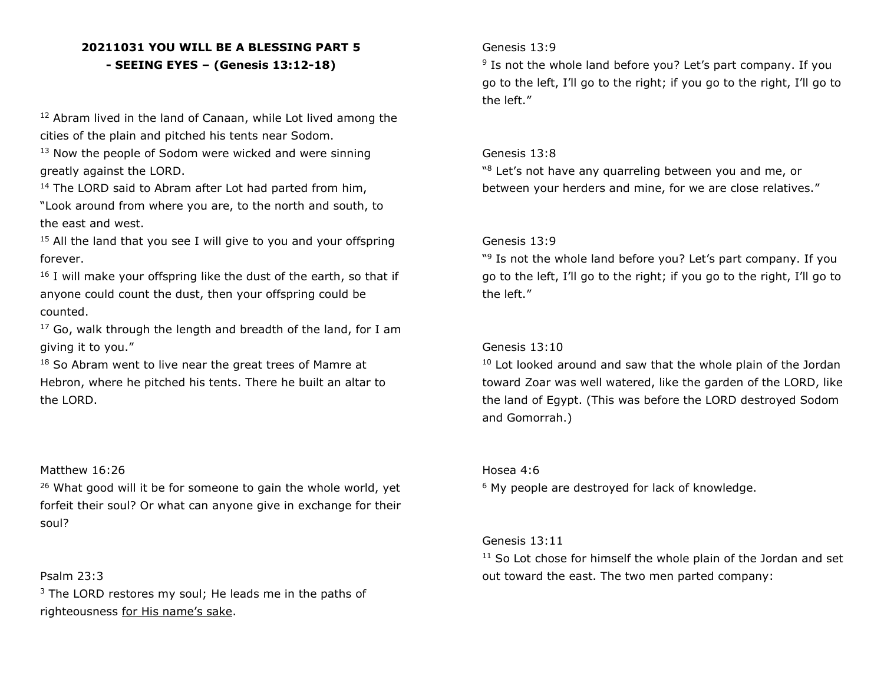**20211031 YOU WILL BE A BLESSING PART 5**
**- SEEING EYES – (Genesis 13:12-18)**

[12] Abram lived in the land of Canaan, while Lot lived among the cities of the plain and pitched his tents near Sodom.
[13] Now the people of Sodom were wicked and were sinning greatly against the LORD.
[14] The LORD said to Abram after Lot had parted from him, "Look around from where you are, to the north and south, to the east and west.
[15] All the land that you see I will give to you and your offspring forever.
[16] I will make your offspring like the dust of the earth, so that if anyone could count the dust, then your offspring could be counted.
[17] Go, walk through the length and breadth of the land, for I am giving it to you."
[18] So Abram went to live near the great trees of Mamre at Hebron, where he pitched his tents. There he built an altar to the LORD.

Matthew 16:26
[26] What good will it be for someone to gain the whole world, yet forfeit their soul? Or what can anyone give in exchange for their soul?

Psalm 23:3
[3] The LORD restores my soul; He leads me in the paths of righteousness <u>for His name's sake</u>.

Genesis 13:9
[9] Is not the whole land before you? Let's part company. If you go to the left, I'll go to the right; if you go to the right, I'll go to the left."

Genesis 13:8
"[8] Let's not have any quarreling between you and me, or between your herders and mine, for we are close relatives."

Genesis 13:9
"[9] Is not the whole land before you? Let's part company. If you go to the left, I'll go to the right; if you go to the right, I'll go to the left."

Genesis 13:10
[10] Lot looked around and saw that the whole plain of the Jordan toward Zoar was well watered, like the garden of the LORD, like the land of Egypt. (This was before the LORD destroyed Sodom and Gomorrah.)

Hosea 4:6
[6] My people are destroyed for lack of knowledge.

Genesis 13:11
[11] So Lot chose for himself the whole plain of the Jordan and set out toward the east. The two men parted company: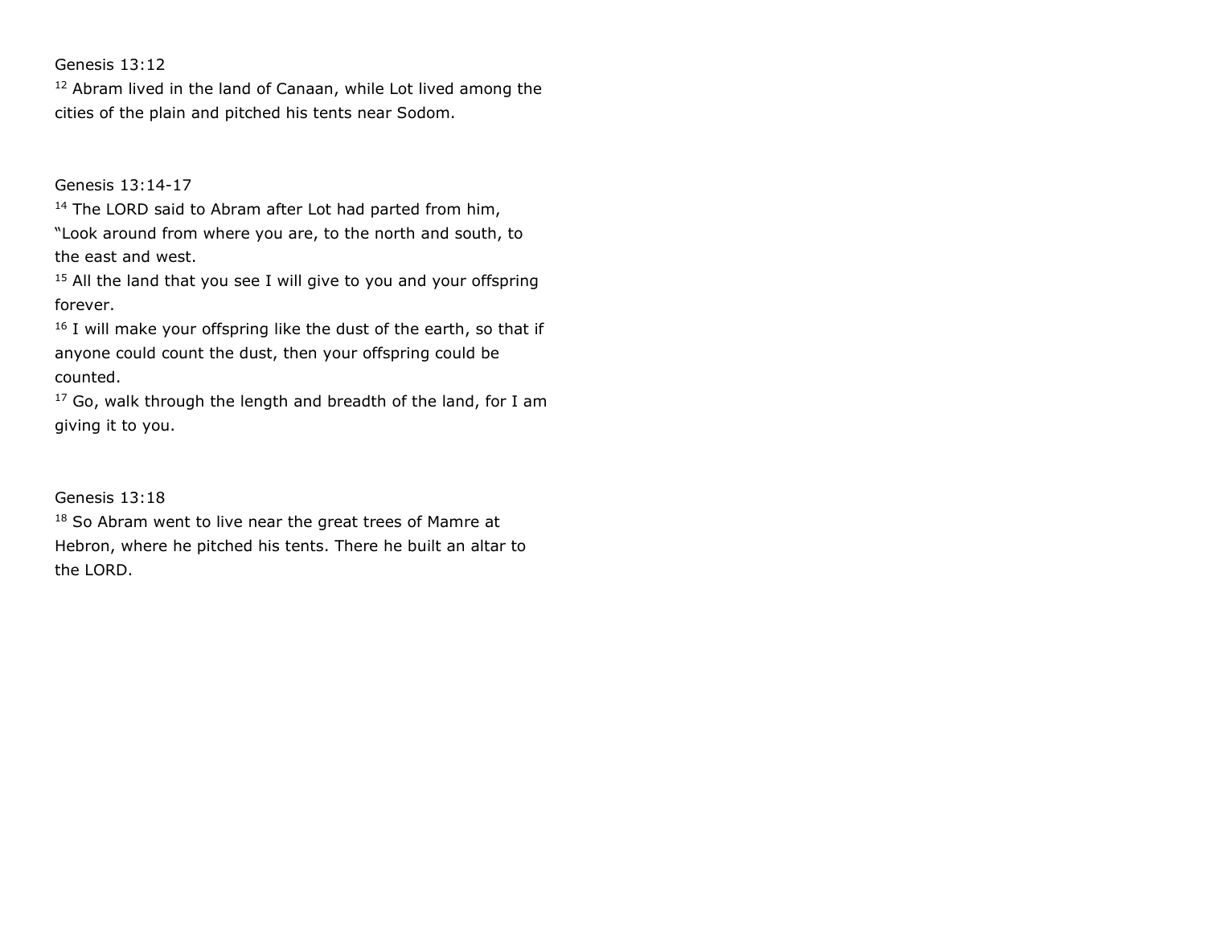Genesis 13:12

[12] Abram lived in the land of Canaan, while Lot lived among the cities of the plain and pitched his tents near Sodom.

Genesis 13:14-17

[14] The LORD said to Abram after Lot had parted from him, "Look around from where you are, to the north and south, to the east and west.

[15] All the land that you see I will give to you and your offspring forever.

[16] I will make your offspring like the dust of the earth, so that if anyone could count the dust, then your offspring could be counted.

[17] Go, walk through the length and breadth of the land, for I am giving it to you.

Genesis 13:18

[18] So Abram went to live near the great trees of Mamre at Hebron, where he pitched his tents. There he built an altar to the LORD.